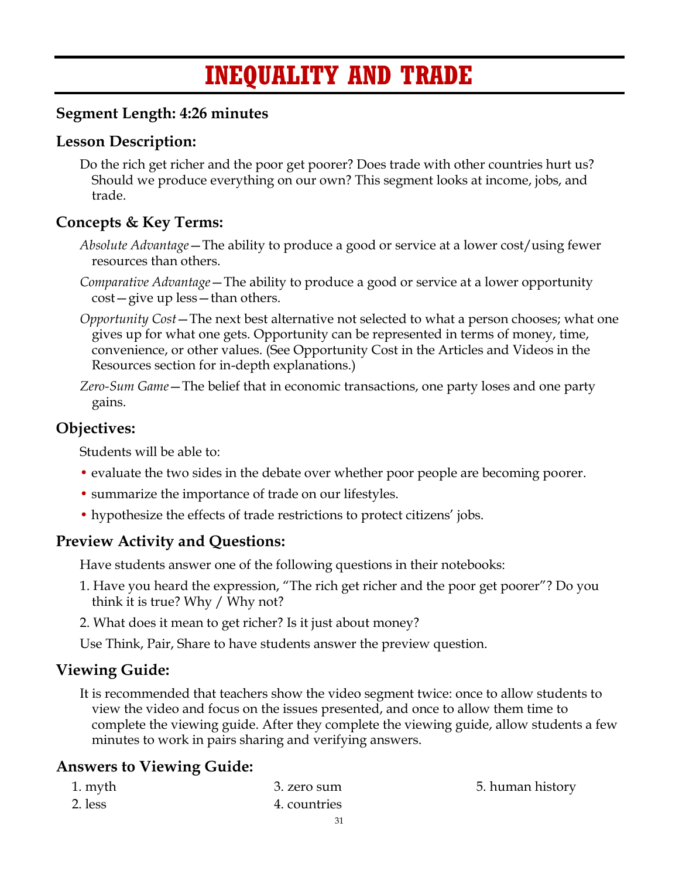# INEQUALITY AND TRADE

## Segment Length: 4:26 minutes

## Lesson Description:

Do the rich get richer and the poor get poorer? Does trade with other countries hurt us? Should we produce everything on our own? This segment looks at income, jobs, and trade.

## Concepts & Key Terms:

*Absolute Advantage*—The ability to produce a good or service at a lower cost/using fewer resources than others.

*Comparative Advantage*—The ability to produce a good or service at a lower opportunity cost—give up less—than others.

*Opportunity Cost*—The next best alternative not selected to what a person chooses; what one gives up for what one gets. Opportunity can be represented in terms of money, time, convenience, or other values. (See Opportunity Cost in the Articles and Videos in the Resources section for in-depth explanations.)

*Zero-Sum Game*—The belief that in economic transactions, one party loses and one party gains.

## Objectives:

Students will be able to:

- evaluate the two sides in the debate over whether poor people are becoming poorer.
- summarize the importance of trade on our lifestyles.
- hypothesize the effects of trade restrictions to protect citizens' jobs.

## Preview Activity and Questions:

Have students answer one of the following questions in their notebooks:

1. Have you heard the expression, "The rich get richer and the poor get poorer"? Do you think it is true? Why / Why not?
2. What does it mean to get richer? Is it just about money?

Use Think, Pair, Share to have students answer the preview question.

## Viewing Guide:

It is recommended that teachers show the video segment twice: once to allow students to view the video and focus on the issues presented, and once to allow them time to complete the viewing guide. After they complete the viewing guide, allow students a few minutes to work in pairs sharing and verifying answers.

## Answers to Viewing Guide:

1. myth
2. less
3. zero sum
4. countries
5. human history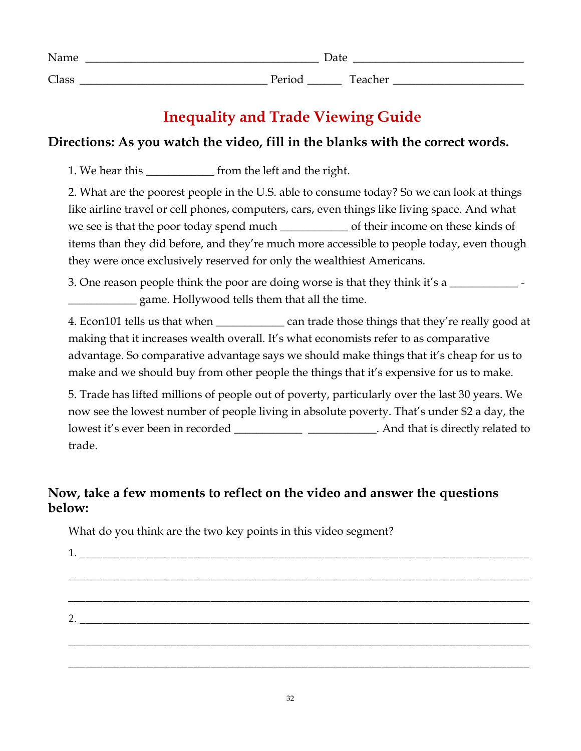Name ________________________________________ Date ______________________________

Class ________________________________ Period ______ Teacher ______________________

# Inequality and Trade Viewing Guide

## Directions: As you watch the video, fill in the blanks with the correct words.

1. We hear this ___________ from the left and the right.

2. What are the poorest people in the U.S. able to consume today? So we can look at things like airline travel or cell phones, computers, cars, even things like living space. And what we see is that the poor today spend much ___________ of their income on these kinds of items than they did before, and they're much more accessible to people today, even though they were once exclusively reserved for only the wealthiest Americans.

3. One reason people think the poor are doing worse is that they think it's a ___________ - ___________ game. Hollywood tells them that all the time.

4. Econ101 tells us that when ___________ can trade those things that they're really good at making that it increases wealth overall. It's what economists refer to as comparative advantage. So comparative advantage says we should make things that it's cheap for us to make and we should buy from other people the things that it's expensive for us to make.

5. Trade has lifted millions of people out of poverty, particularly over the last 30 years. We now see the lowest number of people living in absolute poverty. That's under $2 a day, the lowest it's ever been in recorded ___________ ___________. And that is directly related to trade.

## Now, take a few moments to reflect on the video and answer the questions below:

What do you think are the two key points in this video segment?

1. ______________________________________________________________________________

______________________________________________________________________________

______________________________________________________________________________

2. ______________________________________________________________________________

______________________________________________________________________________

______________________________________________________________________________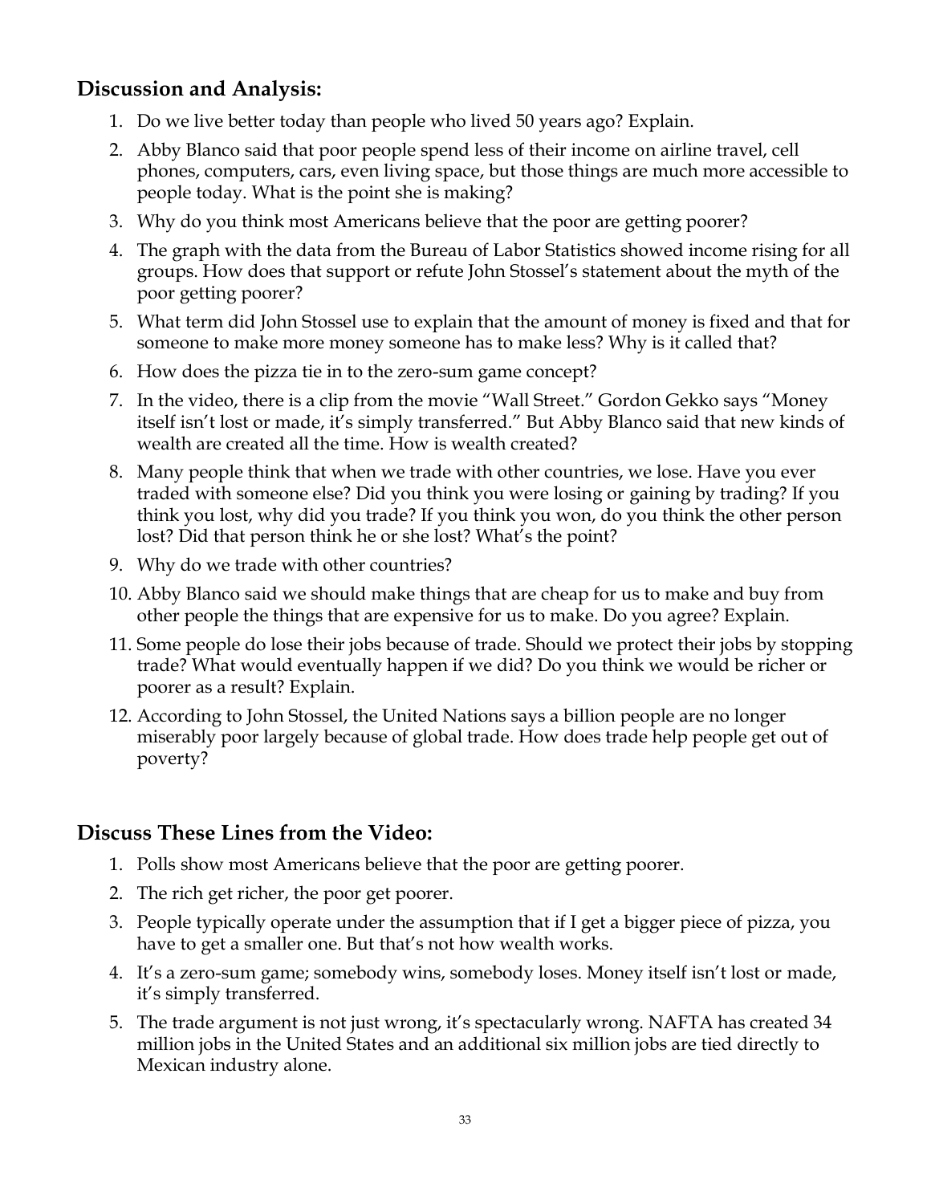## Discussion and Analysis:

1. Do we live better today than people who lived 50 years ago? Explain.
2. Abby Blanco said that poor people spend less of their income on airline travel, cell phones, computers, cars, even living space, but those things are much more accessible to people today. What is the point she is making?
3. Why do you think most Americans believe that the poor are getting poorer?
4. The graph with the data from the Bureau of Labor Statistics showed income rising for all groups. How does that support or refute John Stossel's statement about the myth of the poor getting poorer?
5. What term did John Stossel use to explain that the amount of money is fixed and that for someone to make more money someone has to make less? Why is it called that?
6. How does the pizza tie in to the zero-sum game concept?
7. In the video, there is a clip from the movie "Wall Street." Gordon Gekko says "Money itself isn't lost or made, it's simply transferred." But Abby Blanco said that new kinds of wealth are created all the time. How is wealth created?
8. Many people think that when we trade with other countries, we lose. Have you ever traded with someone else? Did you think you were losing or gaining by trading? If you think you lost, why did you trade? If you think you won, do you think the other person lost? Did that person think he or she lost? What's the point?
9. Why do we trade with other countries?
10. Abby Blanco said we should make things that are cheap for us to make and buy from other people the things that are expensive for us to make. Do you agree? Explain.
11. Some people do lose their jobs because of trade. Should we protect their jobs by stopping trade? What would eventually happen if we did? Do you think we would be richer or poorer as a result? Explain.
12. According to John Stossel, the United Nations says a billion people are no longer miserably poor largely because of global trade. How does trade help people get out of poverty?

## Discuss These Lines from the Video:

1. Polls show most Americans believe that the poor are getting poorer.
2. The rich get richer, the poor get poorer.
3. People typically operate under the assumption that if I get a bigger piece of pizza, you have to get a smaller one. But that's not how wealth works.
4. It's a zero-sum game; somebody wins, somebody loses. Money itself isn't lost or made, it's simply transferred.
5. The trade argument is not just wrong, it's spectacularly wrong. NAFTA has created 34 million jobs in the United States and an additional six million jobs are tied directly to Mexican industry alone.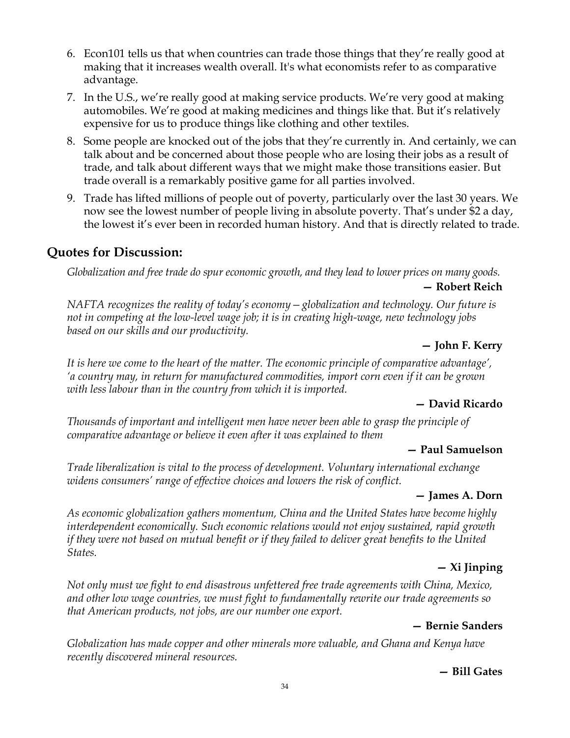6. Econ101 tells us that when countries can trade those things that they're really good at making that it increases wealth overall. It's what economists refer to as comparative advantage.
7. In the U.S., we're really good at making service products. We're very good at making automobiles. We're good at making medicines and things like that. But it's relatively expensive for us to produce things like clothing and other textiles.
8. Some people are knocked out of the jobs that they're currently in. And certainly, we can talk about and be concerned about those people who are losing their jobs as a result of trade, and talk about different ways that we might make those transitions easier. But trade overall is a remarkably positive game for all parties involved.
9. Trade has lifted millions of people out of poverty, particularly over the last 30 years. We now see the lowest number of people living in absolute poverty. That's under $2 a day, the lowest it's ever been in recorded human history. And that is directly related to trade.

## Quotes for Discussion:

*Globalization and free trade do spur economic growth, and they lead to lower prices on many goods.*

**— Robert Reich**

*NAFTA recognizes the reality of today's economy – globalization and technology. Our future is not in competing at the low-level wage job; it is in creating high-wage, new technology jobs based on our skills and our productivity.*

**— John F. Kerry**

*It is here we come to the heart of the matter. The economic principle of comparative advantage', 'a country may, in return for manufactured commodities, import corn even if it can be grown with less labour than in the country from which it is imported.*

**— David Ricardo**

*Thousands of important and intelligent men have never been able to grasp the principle of comparative advantage or believe it even after it was explained to them*

**— Paul Samuelson**

*Trade liberalization is vital to the process of development. Voluntary international exchange widens consumers' range of effective choices and lowers the risk of conflict.*

**— James A. Dorn**

*As economic globalization gathers momentum, China and the United States have become highly interdependent economically. Such economic relations would not enjoy sustained, rapid growth if they were not based on mutual benefit or if they failed to deliver great benefits to the United States.*

**— Xi Jinping**

*Not only must we fight to end disastrous unfettered free trade agreements with China, Mexico, and other low wage countries, we must fight to fundamentally rewrite our trade agreements so that American products, not jobs, are our number one export.*

**— Bernie Sanders**

*Globalization has made copper and other minerals more valuable, and Ghana and Kenya have recently discovered mineral resources.*

**— Bill Gates**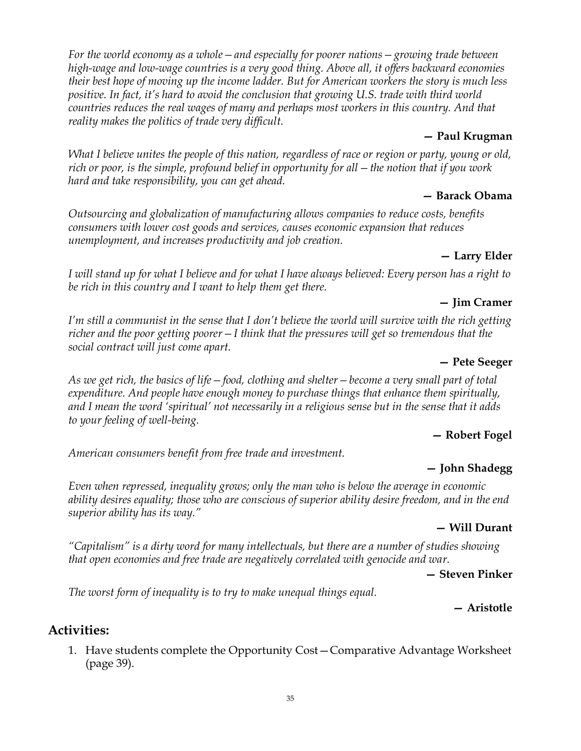*For the world economy as a whole—and especially for poorer nations—growing trade between high-wage and low-wage countries is a very good thing. Above all, it offers backward economies their best hope of moving up the income ladder. But for American workers the story is much less positive. In fact, it's hard to avoid the conclusion that growing U.S. trade with third world countries reduces the real wages of many and perhaps most workers in this country. And that reality makes the politics of trade very difficult.*

**— Paul Krugman**

*What I believe unites the people of this nation, regardless of race or region or party, young or old, rich or poor, is the simple, profound belief in opportunity for all—the notion that if you work hard and take responsibility, you can get ahead.*

**— Barack Obama**

*Outsourcing and globalization of manufacturing allows companies to reduce costs, benefits consumers with lower cost goods and services, causes economic expansion that reduces unemployment, and increases productivity and job creation.*

**— Larry Elder**

*I will stand up for what I believe and for what I have always believed: Every person has a right to be rich in this country and I want to help them get there.*

**— Jim Cramer**

*I'm still a communist in the sense that I don't believe the world will survive with the rich getting richer and the poor getting poorer—I think that the pressures will get so tremendous that the social contract will just come apart.*

**— Pete Seeger**

*As we get rich, the basics of life—food, clothing and shelter—become a very small part of total expenditure. And people have enough money to purchase things that enhance them spiritually, and I mean the word 'spiritual' not necessarily in a religious sense but in the sense that it adds to your feeling of well-being.*

**— Robert Fogel**

*American consumers benefit from free trade and investment.*

**— John Shadegg**

*Even when repressed, inequality grows; only the man who is below the average in economic ability desires equality; those who are conscious of superior ability desire freedom, and in the end superior ability has its way."*

**— Will Durant**

*"Capitalism" is a dirty word for many intellectuals, but there are a number of studies showing that open economies and free trade are negatively correlated with genocide and war.*

**— Steven Pinker**

*The worst form of inequality is to try to make unequal things equal.*

**— Aristotle**

## Activities:

1. Have students complete the Opportunity Cost—Comparative Advantage Worksheet (page 39).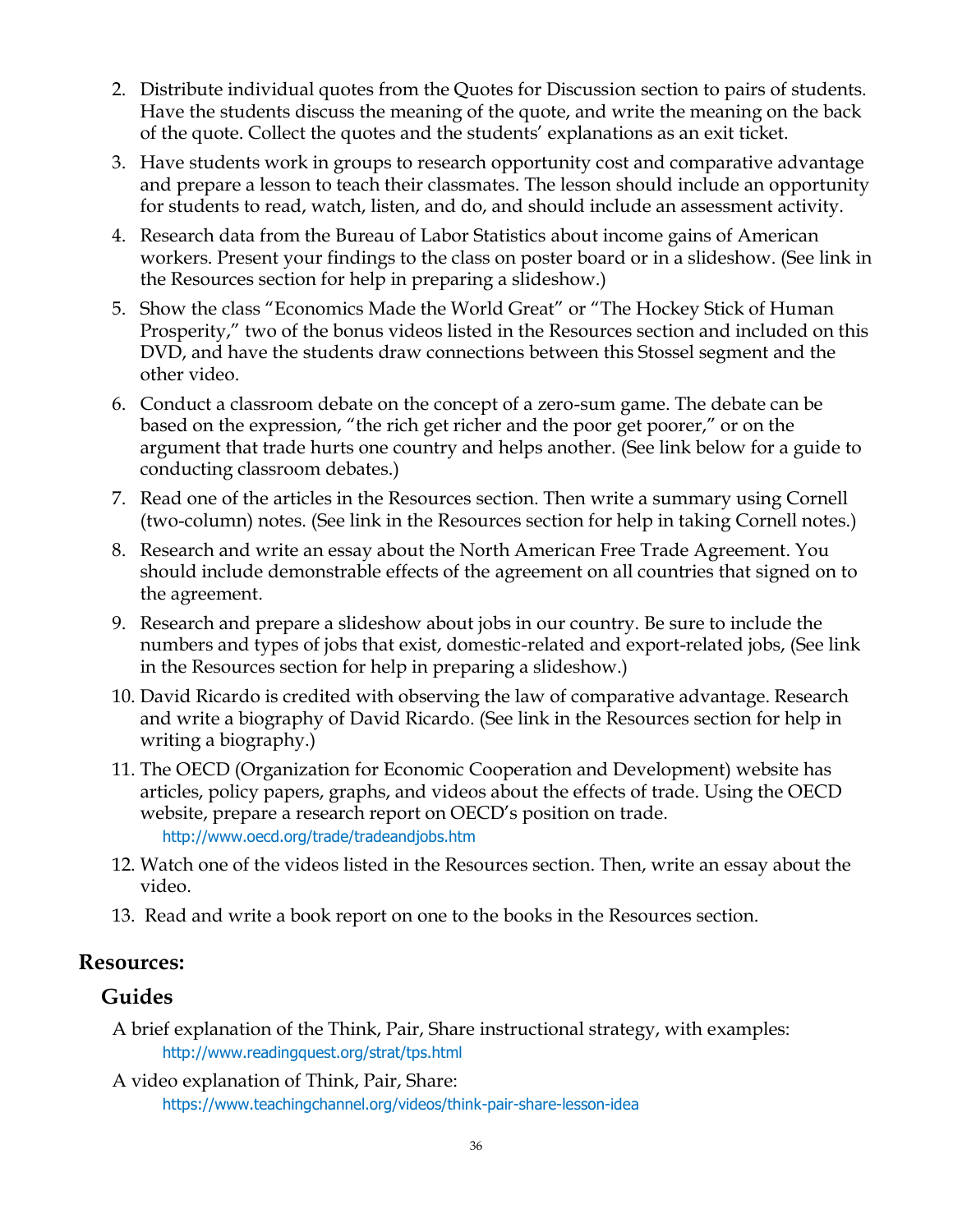2. Distribute individual quotes from the Quotes for Discussion section to pairs of students. Have the students discuss the meaning of the quote, and write the meaning on the back of the quote. Collect the quotes and the students' explanations as an exit ticket.
3. Have students work in groups to research opportunity cost and comparative advantage and prepare a lesson to teach their classmates. The lesson should include an opportunity for students to read, watch, listen, and do, and should include an assessment activity.
4. Research data from the Bureau of Labor Statistics about income gains of American workers. Present your findings to the class on poster board or in a slideshow. (See link in the Resources section for help in preparing a slideshow.)
5. Show the class "Economics Made the World Great" or "The Hockey Stick of Human Prosperity," two of the bonus videos listed in the Resources section and included on this DVD, and have the students draw connections between this Stossel segment and the other video.
6. Conduct a classroom debate on the concept of a zero-sum game. The debate can be based on the expression, "the rich get richer and the poor get poorer," or on the argument that trade hurts one country and helps another. (See link below for a guide to conducting classroom debates.)
7. Read one of the articles in the Resources section. Then write a summary using Cornell (two-column) notes. (See link in the Resources section for help in taking Cornell notes.)
8. Research and write an essay about the North American Free Trade Agreement. You should include demonstrable effects of the agreement on all countries that signed on to the agreement.
9. Research and prepare a slideshow about jobs in our country. Be sure to include the numbers and types of jobs that exist, domestic-related and export-related jobs, (See link in the Resources section for help in preparing a slideshow.)
10. David Ricardo is credited with observing the law of comparative advantage. Research and write a biography of David Ricardo. (See link in the Resources section for help in writing a biography.)
11. The OECD (Organization for Economic Cooperation and Development) website has articles, policy papers, graphs, and videos about the effects of trade. Using the OECD website, prepare a research report on OECD's position on trade.
    http://www.oecd.org/trade/tradeandjobs.htm
12. Watch one of the videos listed in the Resources section. Then, write an essay about the video.
13. Read and write a book report on one to the books in the Resources section.

## Resources:

### Guides

A brief explanation of the Think, Pair, Share instructional strategy, with examples:
    http://www.readingquest.org/strat/tps.html

A video explanation of Think, Pair, Share:
    https://www.teachingchannel.org/videos/think-pair-share-lesson-idea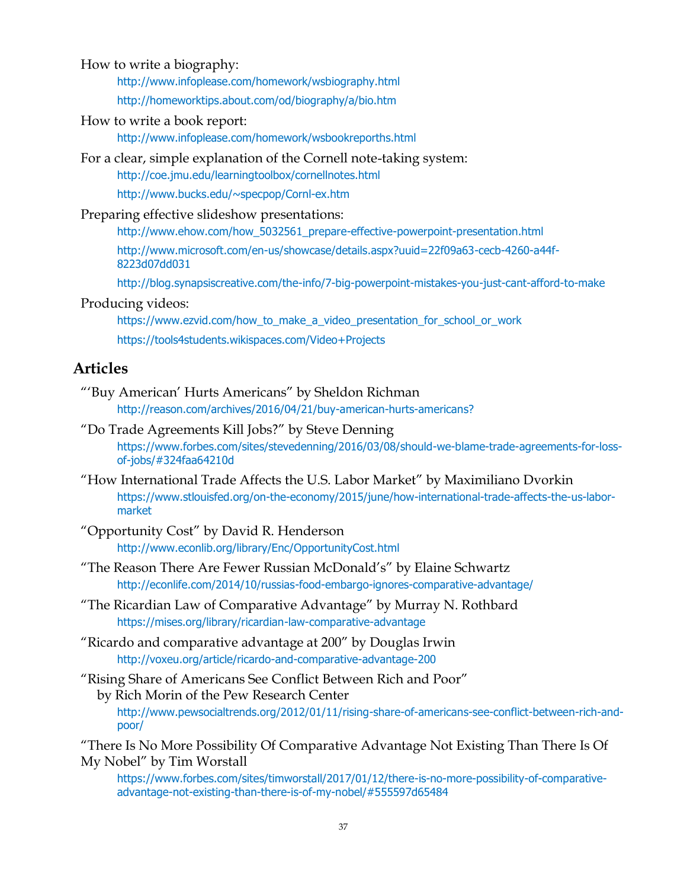How to write a biography:

http://www.infoplease.com/homework/wsbiography.html

http://homeworktips.about.com/od/biography/a/bio.htm

How to write a book report:

http://www.infoplease.com/homework/wsbookreporths.html

For a clear, simple explanation of the Cornell note-taking system:

http://coe.jmu.edu/learningtoolbox/cornellnotes.html

http://www.bucks.edu/~specpop/Cornl-ex.htm

Preparing effective slideshow presentations:

http://www.ehow.com/how_5032561_prepare-effective-powerpoint-presentation.html

http://www.microsoft.com/en-us/showcase/details.aspx?uuid=22f09a63-cecb-4260-a44f-8223d07dd031

http://blog.synapsiscreative.com/the-info/7-big-powerpoint-mistakes-you-just-cant-afford-to-make

Producing videos:

https://www.ezvid.com/how_to_make_a_video_presentation_for_school_or_work

https://tools4students.wikispaces.com/Video+Projects

## Articles

"'Buy American' Hurts Americans" by Sheldon Richman

http://reason.com/archives/2016/04/21/buy-american-hurts-americans?

"Do Trade Agreements Kill Jobs?" by Steve Denning

https://www.forbes.com/sites/stevedenning/2016/03/08/should-we-blame-trade-agreements-for-loss-of-jobs/#324faa64210d

"How International Trade Affects the U.S. Labor Market" by Maximiliano Dvorkin

https://www.stlouisfed.org/on-the-economy/2015/june/how-international-trade-affects-the-us-labor-market

"Opportunity Cost" by David R. Henderson

http://www.econlib.org/library/Enc/OpportunityCost.html

"The Reason There Are Fewer Russian McDonald's" by Elaine Schwartz

http://econlife.com/2014/10/russias-food-embargo-ignores-comparative-advantage/

"The Ricardian Law of Comparative Advantage" by Murray N. Rothbard

https://mises.org/library/ricardian-law-comparative-advantage

"Ricardo and comparative advantage at 200" by Douglas Irwin

http://voxeu.org/article/ricardo-and-comparative-advantage-200

"Rising Share of Americans See Conflict Between Rich and Poor"
by Rich Morin of the Pew Research Center

http://www.pewsocialtrends.org/2012/01/11/rising-share-of-americans-see-conflict-between-rich-and-poor/

"There Is No More Possibility Of Comparative Advantage Not Existing Than There Is Of My Nobel" by Tim Worstall

https://www.forbes.com/sites/timworstall/2017/01/12/there-is-no-more-possibility-of-comparative-advantage-not-existing-than-there-is-of-my-nobel/#555597d65484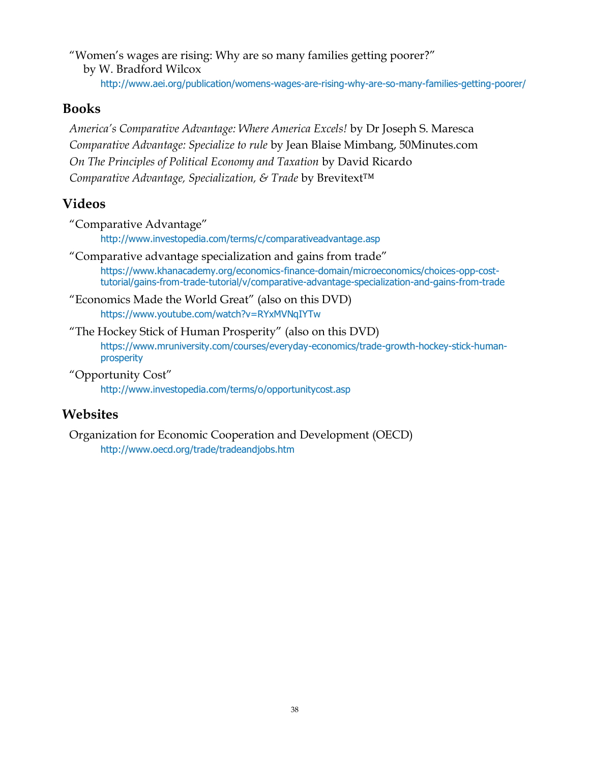"Women's wages are rising: Why are so many families getting poorer?"
by W. Bradford Wilcox
http://www.aei.org/publication/womens-wages-are-rising-why-are-so-many-families-getting-poorer/

## Books

*America's Comparative Advantage: Where America Excels!* by Dr Joseph S. Maresca
*Comparative Advantage: Specialize to rule* by Jean Blaise Mimbang, 50Minutes.com
*On The Principles of Political Economy and Taxation* by David Ricardo
*Comparative Advantage, Specialization, & Trade* by Brevitext™

## Videos

"Comparative Advantage"
http://www.investopedia.com/terms/c/comparativeadvantage.asp

"Comparative advantage specialization and gains from trade"
https://www.khanacademy.org/economics-finance-domain/microeconomics/choices-opp-cost-tutorial/gains-from-trade-tutorial/v/comparative-advantage-specialization-and-gains-from-trade

"Economics Made the World Great" (also on this DVD)
https://www.youtube.com/watch?v=RYxMVNqIYTw

"The Hockey Stick of Human Prosperity" (also on this DVD)
https://www.mruniversity.com/courses/everyday-economics/trade-growth-hockey-stick-human-prosperity

"Opportunity Cost"
http://www.investopedia.com/terms/o/opportunitycost.asp

## Websites

Organization for Economic Cooperation and Development (OECD)
http://www.oecd.org/trade/tradeandjobs.htm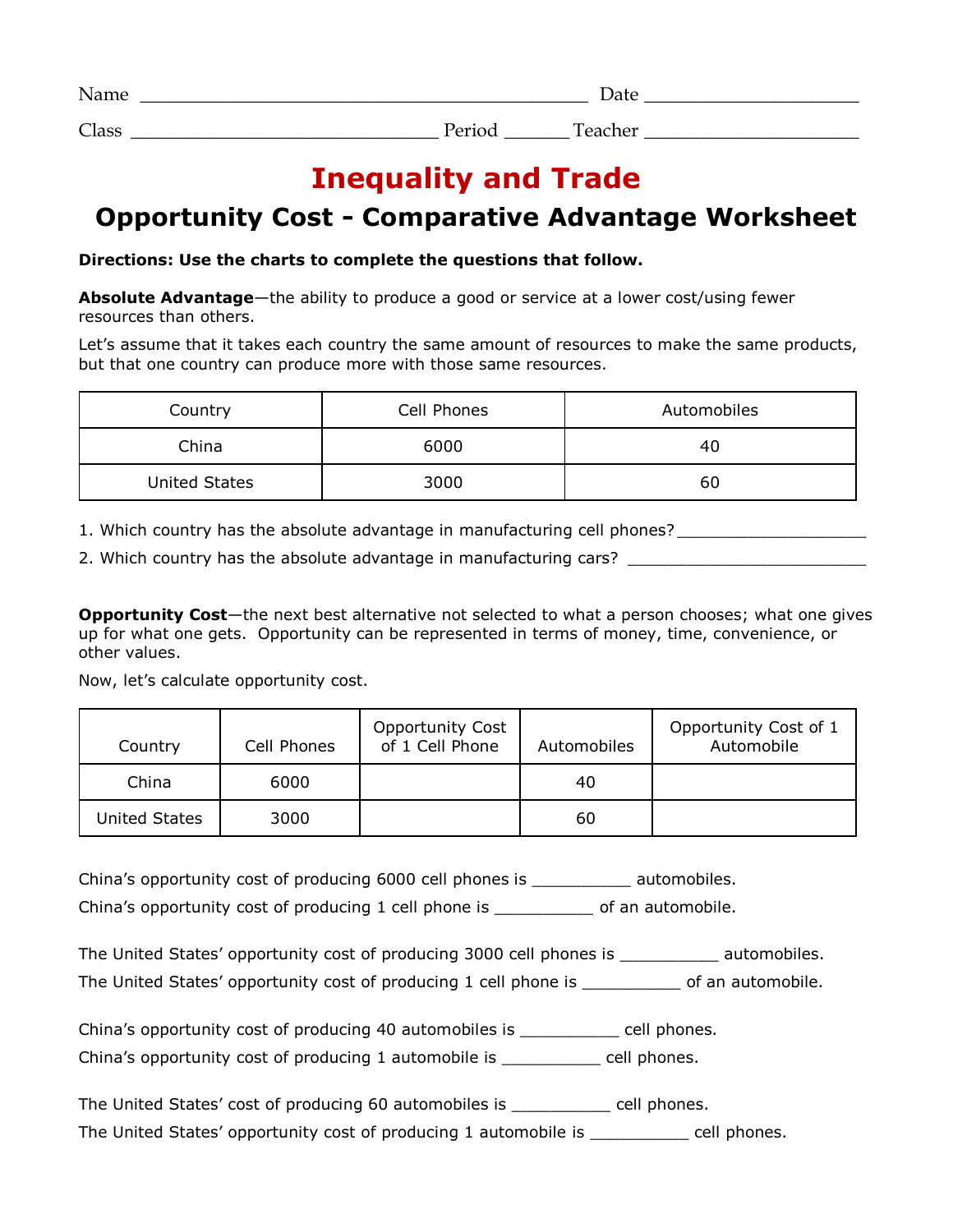Name ____________________________________________ Date ______________________

Class ________________________________ Period _______ Teacher ______________________

# Inequality and Trade

## Opportunity Cost - Comparative Advantage Worksheet

**Directions: Use the charts to complete the questions that follow.**

**Absolute Advantage**—the ability to produce a good or service at a lower cost/using fewer resources than others.

Let's assume that it takes each country the same amount of resources to make the same products, but that one country can produce more with those same resources.

| Country | Cell Phones | Automobiles |
|---|---|---|
| China | 6000 | 40 |
| United States | 3000 | 60 |

1. Which country has the absolute advantage in manufacturing cell phones? ____________________

2. Which country has the absolute advantage in manufacturing cars? _________________________

**Opportunity Cost**—the next best alternative not selected to what a person chooses; what one gives up for what one gets. Opportunity can be represented in terms of money, time, convenience, or other values.

Now, let's calculate opportunity cost.

| Country | Cell Phones | Opportunity Cost of 1 Cell Phone | Automobiles | Opportunity Cost of 1 Automobile |
|---|---|---|---|---|
| China | 6000 | | 40 | |
| United States | 3000 | | 60 | |

China's opportunity cost of producing 6000 cell phones is __________ automobiles.

China's opportunity cost of producing 1 cell phone is __________ of an automobile.

The United States' opportunity cost of producing 3000 cell phones is __________ automobiles.

The United States' opportunity cost of producing 1 cell phone is __________ of an automobile.

China's opportunity cost of producing 40 automobiles is __________ cell phones.

China's opportunity cost of producing 1 automobile is __________ cell phones.

The United States' cost of producing 60 automobiles is __________ cell phones.

The United States' opportunity cost of producing 1 automobile is __________ cell phones.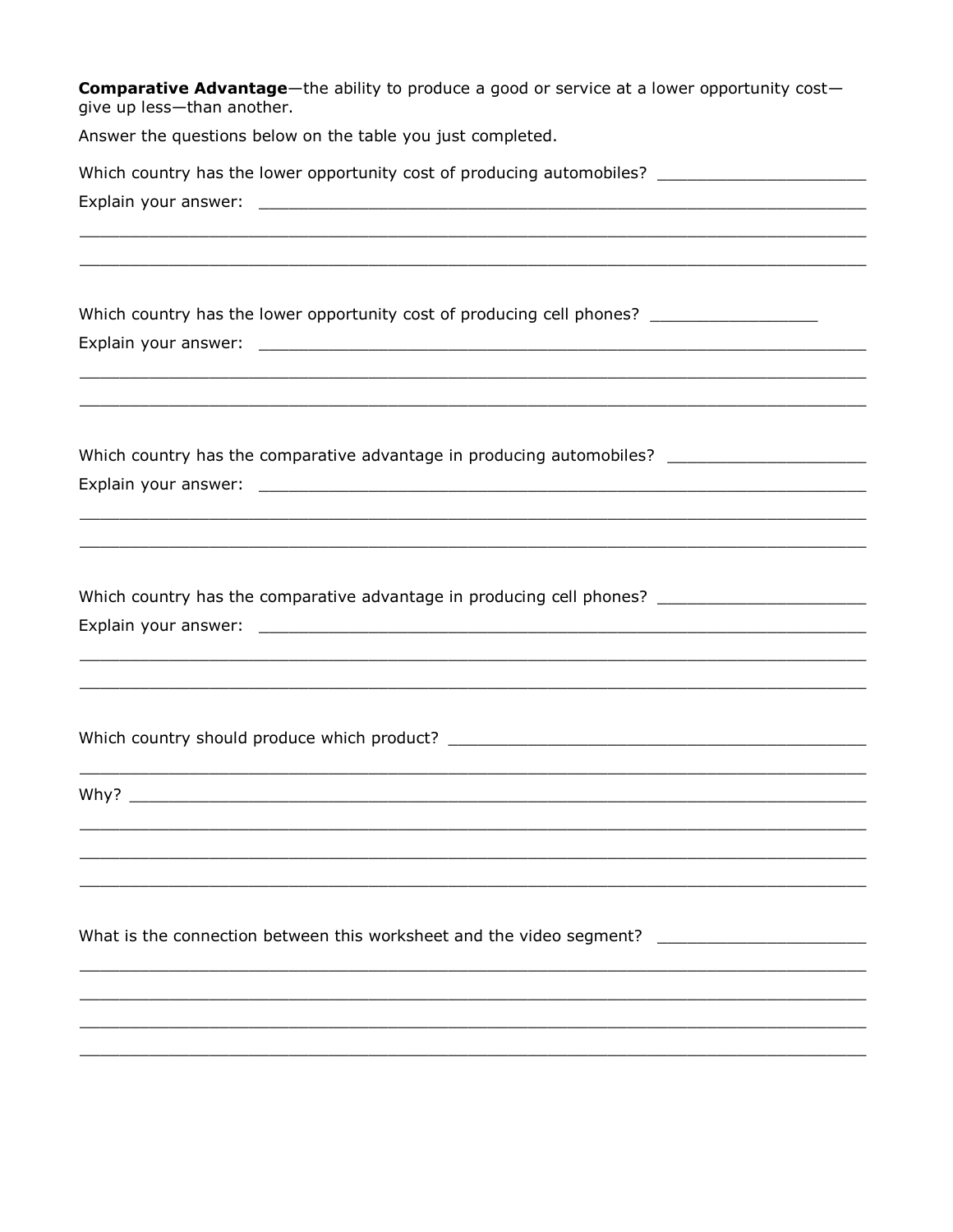**Comparative Advantage**—the ability to produce a good or service at a lower opportunity cost—give up less—than another.

Answer the questions below on the table you just completed.

Which country has the lower opportunity cost of producing automobiles? ____________________

Explain your answer: ______________________________________________________________

__________________________________________________________________________________

__________________________________________________________________________________

Which country has the lower opportunity cost of producing cell phones? ________________

Explain your answer: ______________________________________________________________

__________________________________________________________________________________

__________________________________________________________________________________

Which country has the comparative advantage in producing automobiles? ___________________

Explain your answer: ______________________________________________________________

__________________________________________________________________________________

__________________________________________________________________________________

Which country has the comparative advantage in producing cell phones? ____________________

Explain your answer: ______________________________________________________________

__________________________________________________________________________________

__________________________________________________________________________________

Which country should produce which product? _________________________________________

__________________________________________________________________________________

Why? _____________________________________________________________________________

__________________________________________________________________________________

__________________________________________________________________________________

__________________________________________________________________________________

What is the connection between this worksheet and the video segment? ____________________

__________________________________________________________________________________

__________________________________________________________________________________

__________________________________________________________________________________

__________________________________________________________________________________